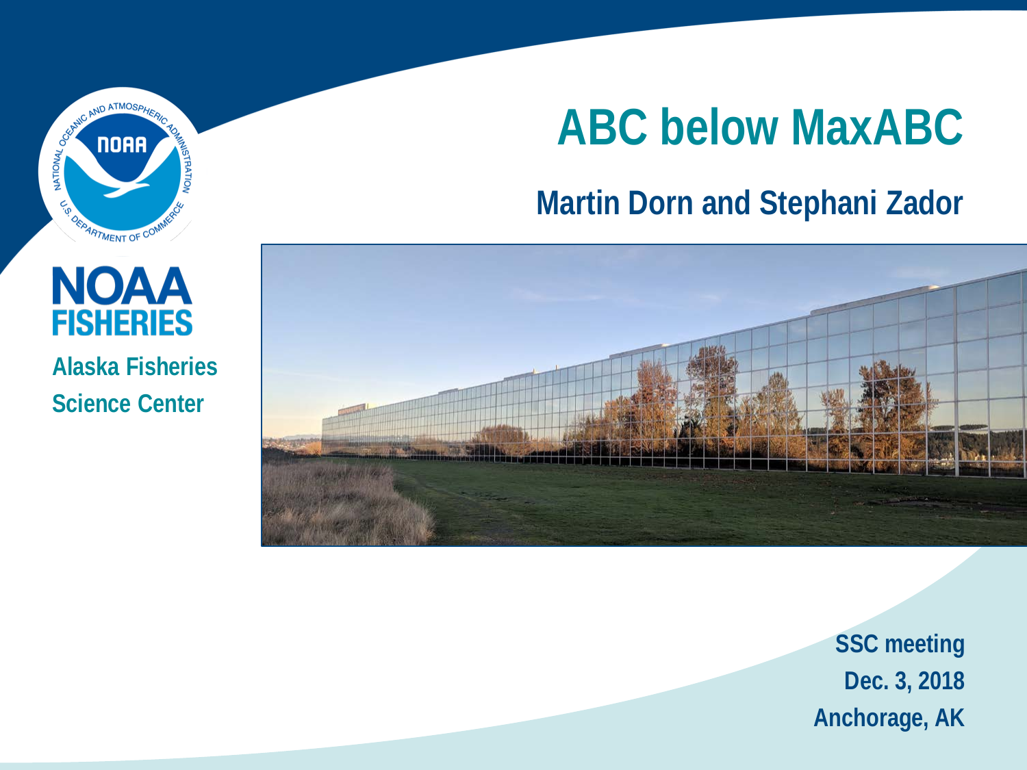# ABC below MaxABC

## Martin Dorn and Stephani Zador

NOAA FISHERIES

Alaska Fisheries Science Center

SSC meeting
Dec. 3, 2018
Anchorage, AK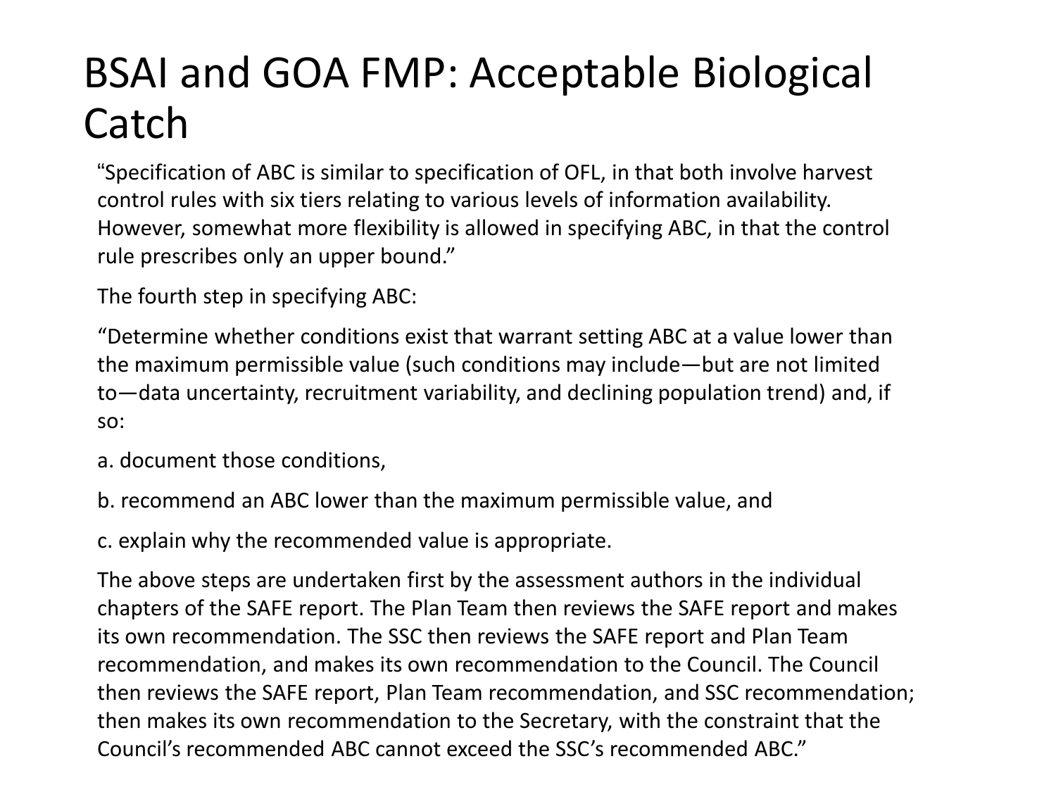# BSAI and GOA FMP: Acceptable Biological Catch

"Specification of ABC is similar to specification of OFL, in that both involve harvest control rules with six tiers relating to various levels of information availability. However, somewhat more flexibility is allowed in specifying ABC, in that the control rule prescribes only an upper bound."

The fourth step in specifying ABC:

"Determine whether conditions exist that warrant setting ABC at a value lower than the maximum permissible value (such conditions may include—but are not limited to—data uncertainty, recruitment variability, and declining population trend) and, if so:

a. document those conditions,

b. recommend an ABC lower than the maximum permissible value, and

c. explain why the recommended value is appropriate.

The above steps are undertaken first by the assessment authors in the individual chapters of the SAFE report. The Plan Team then reviews the SAFE report and makes its own recommendation. The SSC then reviews the SAFE report and Plan Team recommendation, and makes its own recommendation to the Council. The Council then reviews the SAFE report, Plan Team recommendation, and SSC recommendation; then makes its own recommendation to the Secretary, with the constraint that the Council's recommended ABC cannot exceed the SSC's recommended ABC."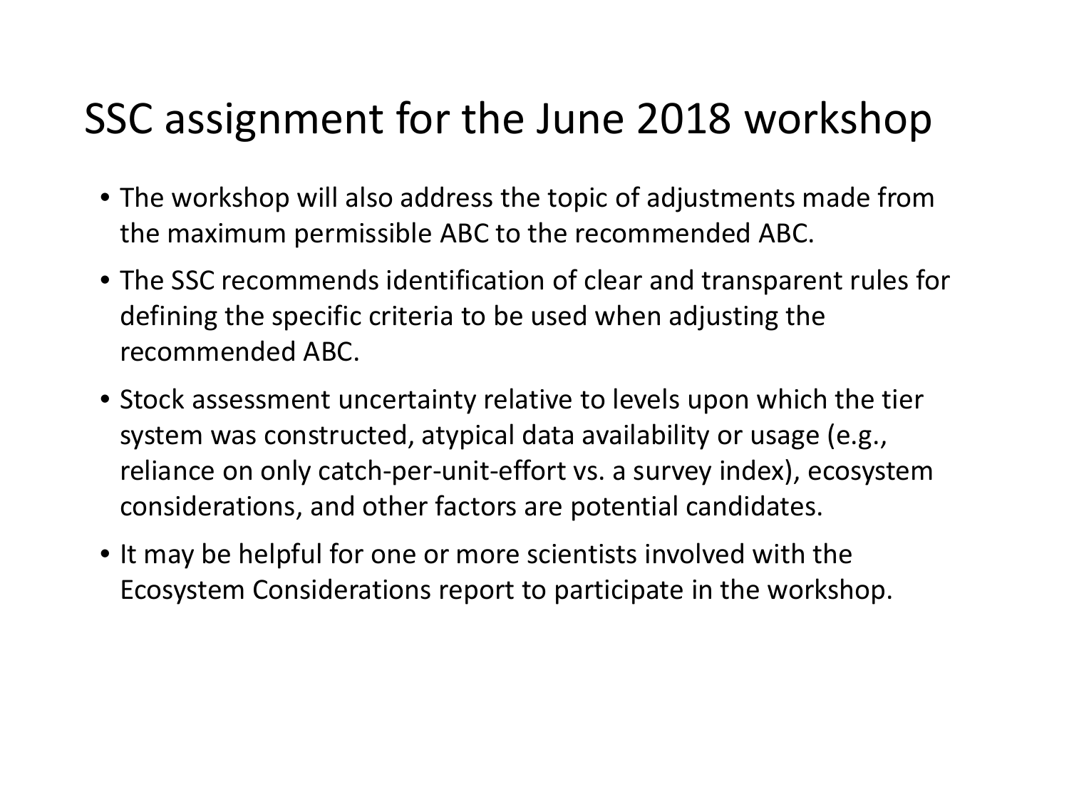# SSC assignment for the June 2018 workshop

- The workshop will also address the topic of adjustments made from the maximum permissible ABC to the recommended ABC.
- The SSC recommends identification of clear and transparent rules for defining the specific criteria to be used when adjusting the recommended ABC.
- Stock assessment uncertainty relative to levels upon which the tier system was constructed, atypical data availability or usage (e.g., reliance on only catch-per-unit-effort vs. a survey index), ecosystem considerations, and other factors are potential candidates.
- It may be helpful for one or more scientists involved with the Ecosystem Considerations report to participate in the workshop.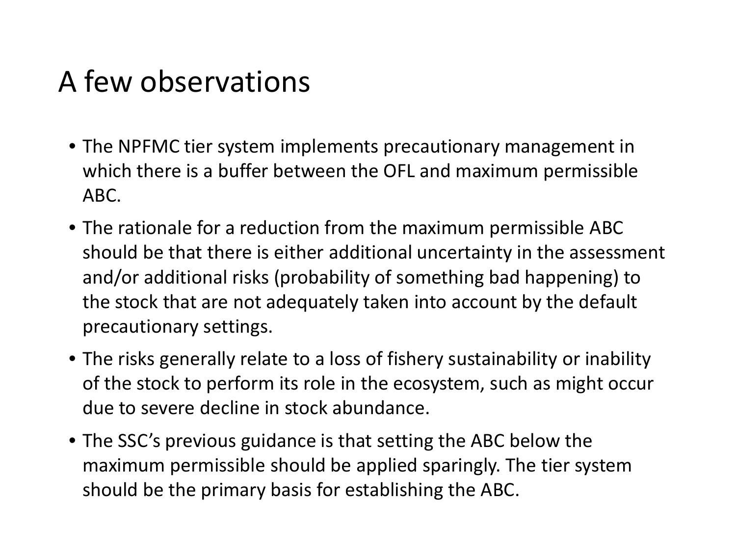# A few observations

- The NPFMC tier system implements precautionary management in which there is a buffer between the OFL and maximum permissible ABC.
- The rationale for a reduction from the maximum permissible ABC should be that there is either additional uncertainty in the assessment and/or additional risks (probability of something bad happening) to the stock that are not adequately taken into account by the default precautionary settings.
- The risks generally relate to a loss of fishery sustainability or inability of the stock to perform its role in the ecosystem, such as might occur due to severe decline in stock abundance.
- The SSC's previous guidance is that setting the ABC below the maximum permissible should be applied sparingly. The tier system should be the primary basis for establishing the ABC.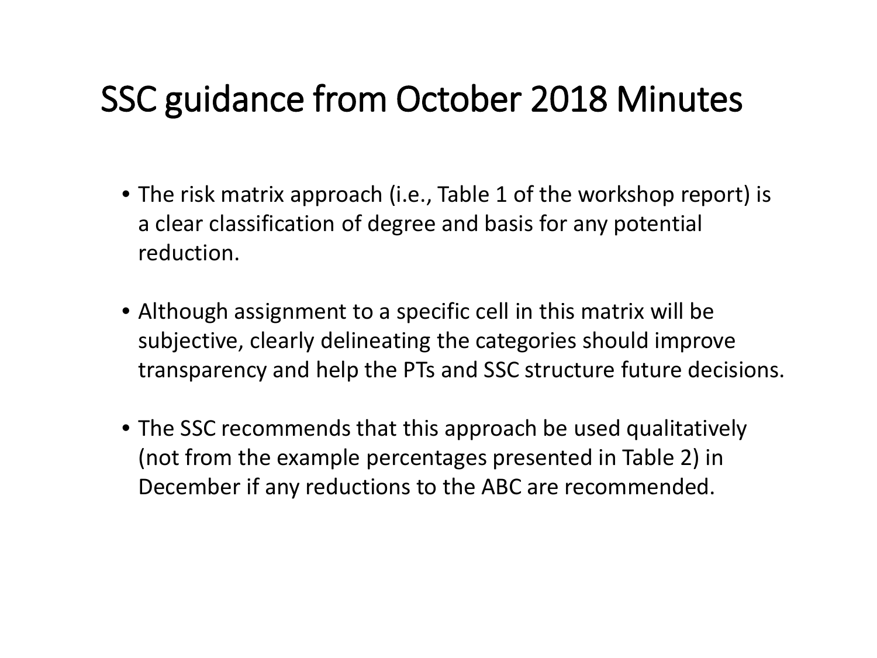# SSC guidance from October 2018 Minutes

- The risk matrix approach (i.e., Table 1 of the workshop report) is a clear classification of degree and basis for any potential reduction.
- Although assignment to a specific cell in this matrix will be subjective, clearly delineating the categories should improve transparency and help the PTs and SSC structure future decisions.
- The SSC recommends that this approach be used qualitatively (not from the example percentages presented in Table 2) in December if any reductions to the ABC are recommended.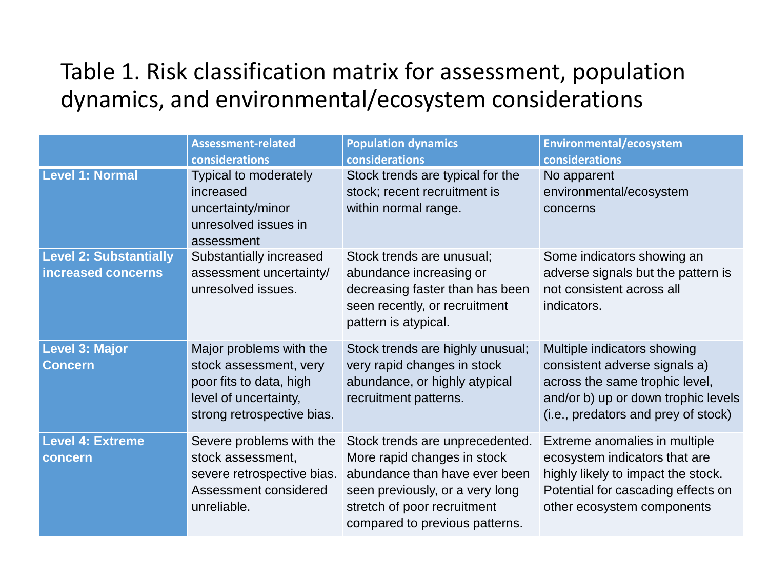# Table 1. Risk classification matrix for assessment, population dynamics, and environmental/ecosystem considerations

| | Assessment-related considerations | Population dynamics considerations | Environmental/ecosystem considerations |
|---|---|---|---|
| **Level 1: Normal** | Typical to moderately increased uncertainty/minor unresolved issues in assessment | Stock trends are typical for the stock; recent recruitment is within normal range. | No apparent environmental/ecosystem concerns |
| **Level 2: Substantially increased concerns** | Substantially increased assessment uncertainty/ unresolved issues. | Stock trends are unusual; abundance increasing or decreasing faster than has been seen recently, or recruitment pattern is atypical. | Some indicators showing an adverse signals but the pattern is not consistent across all indicators. |
| **Level 3: Major Concern** | Major problems with the stock assessment, very poor fits to data, high level of uncertainty, strong retrospective bias. | Stock trends are highly unusual; very rapid changes in stock abundance, or highly atypical recruitment patterns. | Multiple indicators showing consistent adverse signals a) across the same trophic level, and/or b) up or down trophic levels (i.e., predators and prey of stock) |
| **Level 4: Extreme concern** | Severe problems with the stock assessment, severe retrospective bias. Assessment considered unreliable. | Stock trends are unprecedented. More rapid changes in stock abundance than have ever been seen previously, or a very long stretch of poor recruitment compared to previous patterns. | Extreme anomalies in multiple ecosystem indicators that are highly likely to impact the stock. Potential for cascading effects on other ecosystem components |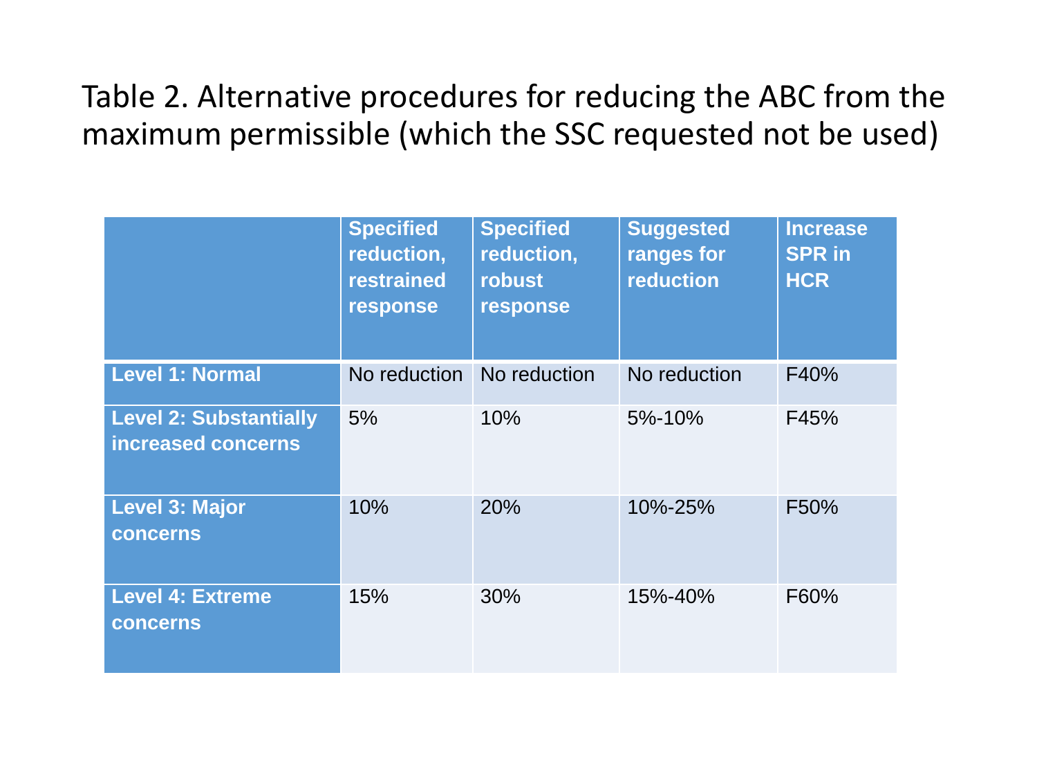Table 2. Alternative procedures for reducing the ABC from the maximum permissible (which the SSC requested not be used)

| | Specified reduction, restrained response | Specified reduction, robust response | Suggested ranges for reduction | Increase SPR in HCR |
|---|---|---|---|---|
| **Level 1: Normal** | No reduction | No reduction | No reduction | F40% |
| **Level 2: Substantially increased concerns** | 5% | 10% | 5%-10% | F45% |
| **Level 3: Major concerns** | 10% | 20% | 10%-25% | F50% |
| **Level 4: Extreme concerns** | 15% | 30% | 15%-40% | F60% |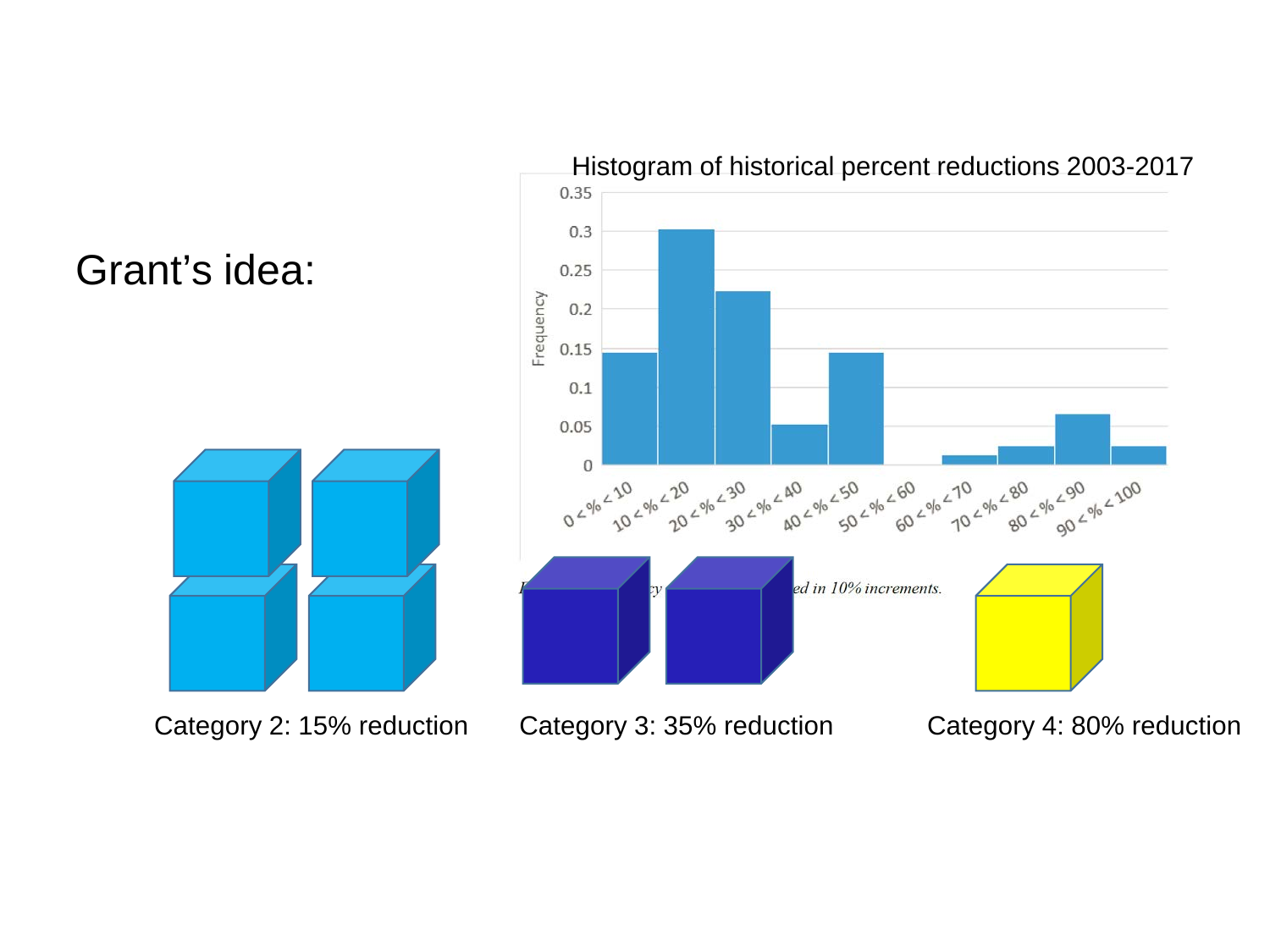# Grant's idea:

Histogram of historical percent reductions 2003-2017

Category 2: 15% reduction

Category 3: 35% reduction

Category 4: 80% reduction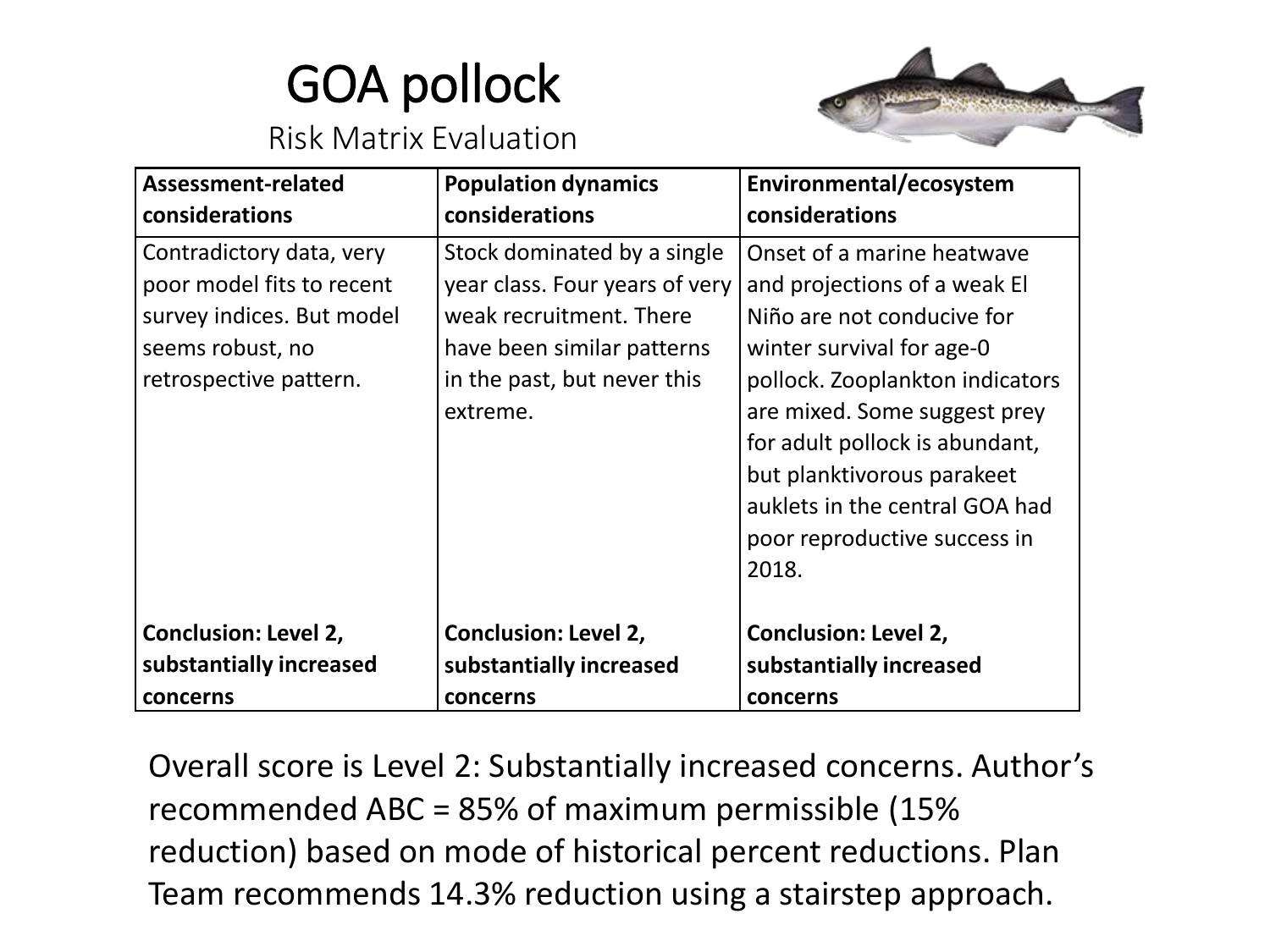# GOA pollock

Risk Matrix Evaluation

| Assessment-related considerations | Population dynamics considerations | Environmental/ecosystem considerations |
|---|---|---|
| Contradictory data, very poor model fits to recent survey indices. But model seems robust, no retrospective pattern. | Stock dominated by a single year class. Four years of very weak recruitment. There have been similar patterns in the past, but never this extreme. | Onset of a marine heatwave and projections of a weak El Niño are not conducive for winter survival for age-0 pollock. Zooplankton indicators are mixed. Some suggest prey for adult pollock is abundant, but planktivorous parakeet auklets in the central GOA had poor reproductive success in 2018. |
| **Conclusion: Level 2, substantially increased concerns** | **Conclusion: Level 2, substantially increased concerns** | **Conclusion: Level 2, substantially increased concerns** |

Overall score is Level 2: Substantially increased concerns. Author's recommended ABC = 85% of maximum permissible (15% reduction) based on mode of historical percent reductions. Plan Team recommends 14.3% reduction using a stairstep approach.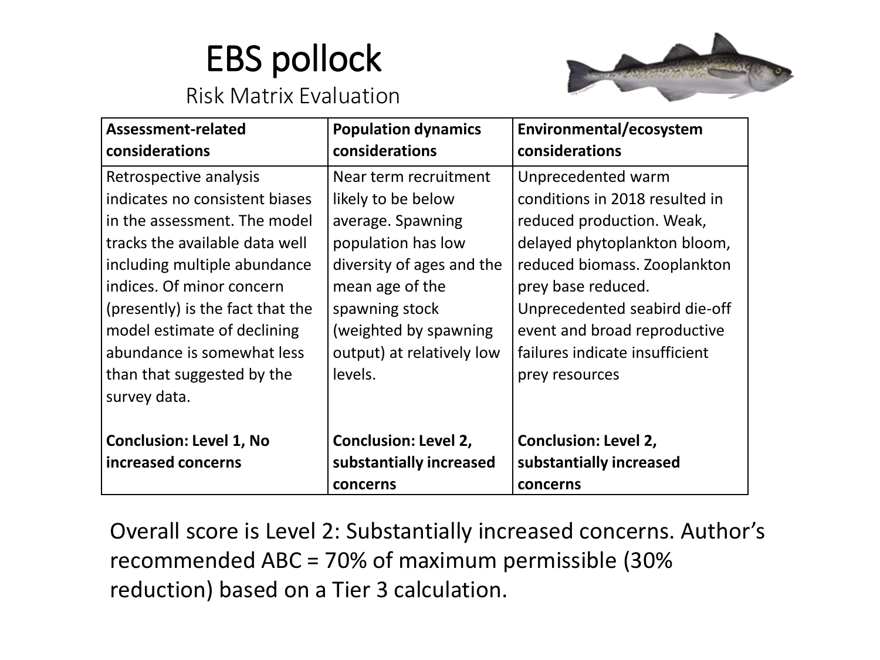# EBS pollock

Risk Matrix Evaluation

| Assessment-related considerations | Population dynamics considerations | Environmental/ecosystem considerations |
|---|---|---|
| Retrospective analysis indicates no consistent biases in the assessment. The model tracks the available data well including multiple abundance indices. Of minor concern (presently) is the fact that the model estimate of declining abundance is somewhat less than that suggested by the survey data. | Near term recruitment likely to be below average. Spawning population has low diversity of ages and the mean age of the spawning stock (weighted by spawning output) at relatively low levels. | Unprecedented warm conditions in 2018 resulted in reduced production. Weak, delayed phytoplankton bloom, reduced biomass. Zooplankton prey base reduced. Unprecedented seabird die-off event and broad reproductive failures indicate insufficient prey resources |
| **Conclusion: Level 1, No increased concerns** | **Conclusion: Level 2, substantially increased concerns** | **Conclusion: Level 2, substantially increased concerns** |

Overall score is Level 2: Substantially increased concerns. Author's recommended ABC = 70% of maximum permissible (30% reduction) based on a Tier 3 calculation.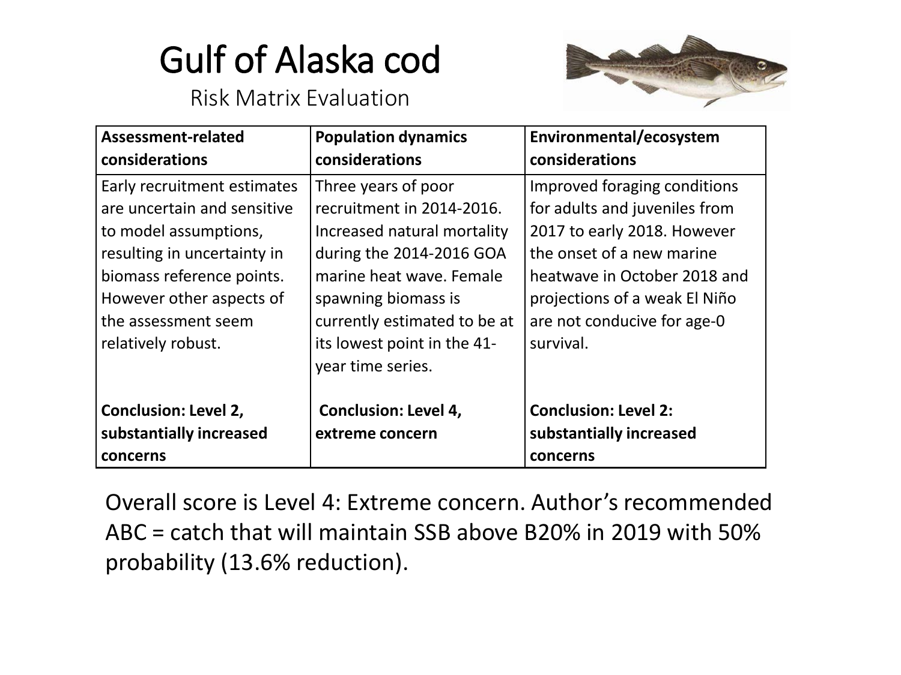# Gulf of Alaska cod

Risk Matrix Evaluation

| Assessment-related considerations | Population dynamics considerations | Environmental/ecosystem considerations |
|---|---|---|
| Early recruitment estimates are uncertain and sensitive to model assumptions, resulting in uncertainty in biomass reference points. However other aspects of the assessment seem relatively robust. | Three years of poor recruitment in 2014-2016. Increased natural mortality during the 2014-2016 GOA marine heat wave. Female spawning biomass is currently estimated to be at its lowest point in the 41-year time series. | Improved foraging conditions for adults and juveniles from 2017 to early 2018. However the onset of a new marine heatwave in October 2018 and projections of a weak El Niño are not conducive for age-0 survival. |
| **Conclusion: Level 2, substantially increased concerns** | **Conclusion: Level 4, extreme concern** | **Conclusion: Level 2: substantially increased concerns** |

Overall score is Level 4: Extreme concern. Author's recommended ABC = catch that will maintain SSB above B20% in 2019 with 50% probability (13.6% reduction).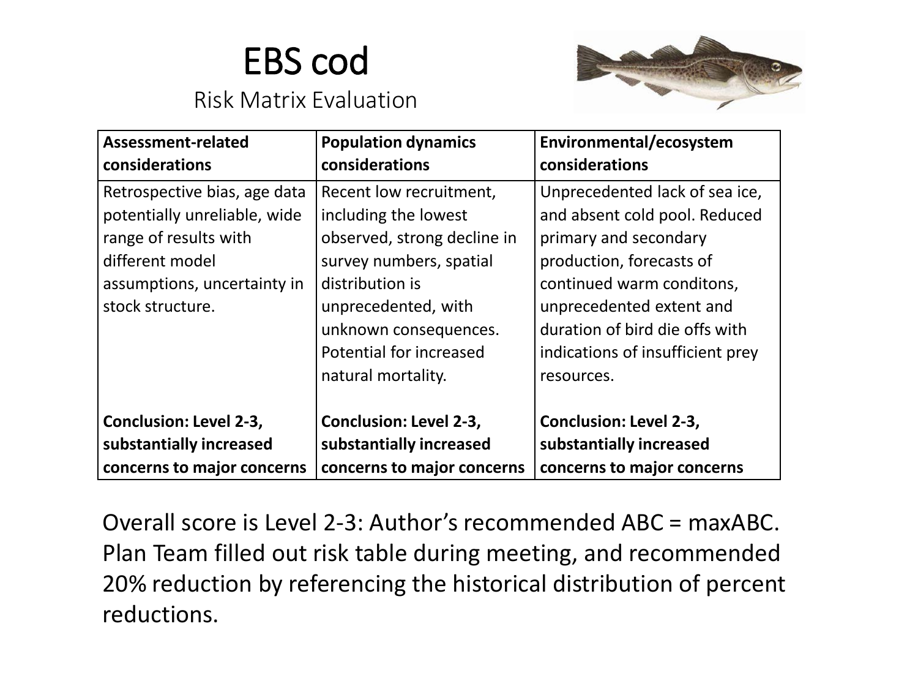# EBS cod

Risk Matrix Evaluation

| Assessment-related considerations | Population dynamics considerations | Environmental/ecosystem considerations |
|---|---|---|
| Retrospective bias, age data potentially unreliable, wide range of results with different model assumptions, uncertainty in stock structure.<br><br>**Conclusion: Level 2-3, substantially increased concerns to major concerns** | Recent low recruitment, including the lowest observed, strong decline in survey numbers, spatial distribution is unprecedented, with unknown consequences. Potential for increased natural mortality.<br><br>**Conclusion: Level 2-3, substantially increased concerns to major concerns** | Unprecedented lack of sea ice, and absent cold pool. Reduced primary and secondary production, forecasts of continued warm conditons, unprecedented extent and duration of bird die offs with indications of insufficient prey resources.<br><br>**Conclusion: Level 2-3, substantially increased concerns to major concerns** |

Overall score is Level 2-3: Author's recommended ABC = maxABC. Plan Team filled out risk table during meeting, and recommended 20% reduction by referencing the historical distribution of percent reductions.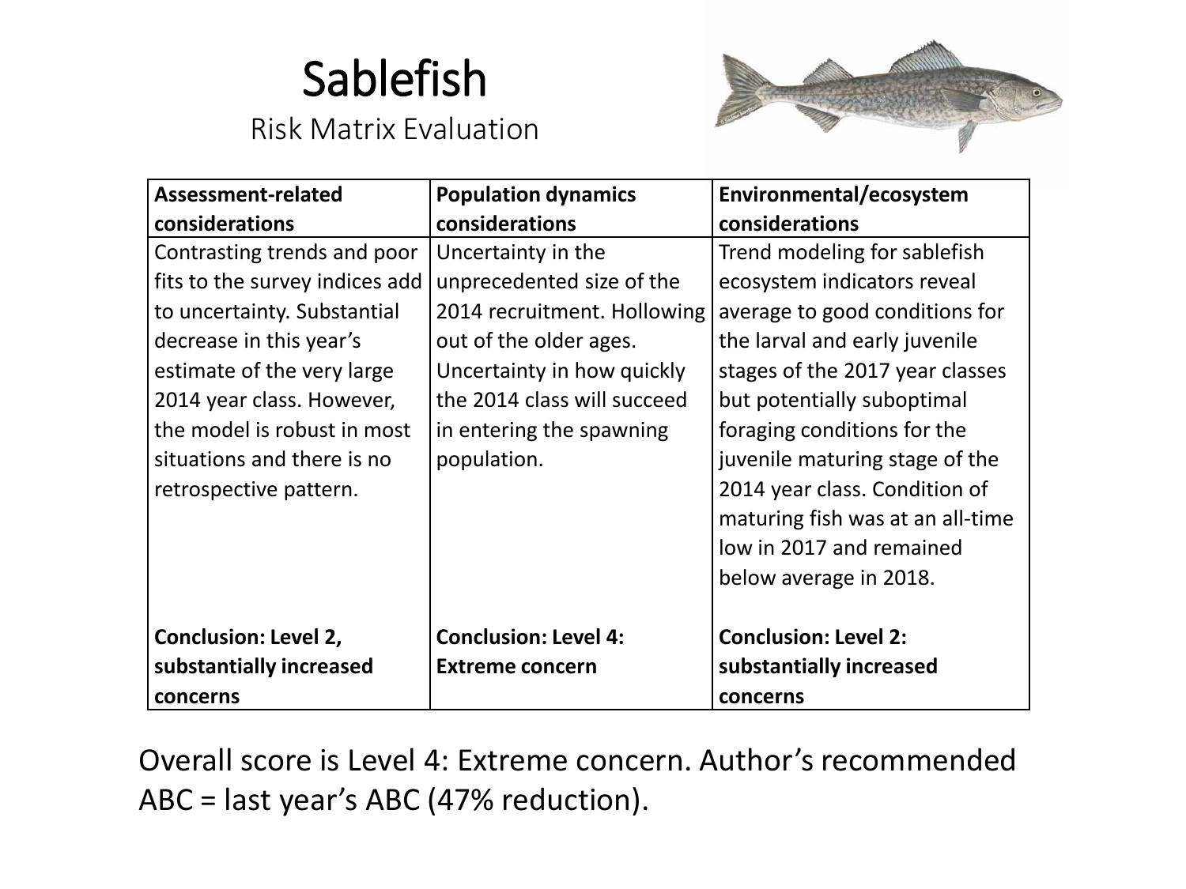# Sablefish

Risk Matrix Evaluation

| Assessment-related considerations | Population dynamics considerations | Environmental/ecosystem considerations |
| --- | --- | --- |
| Contrasting trends and poor fits to the survey indices add to uncertainty. Substantial decrease in this year's estimate of the very large 2014 year class. However, the model is robust in most situations and there is no retrospective pattern. | Uncertainty in the unprecedented size of the 2014 recruitment. Hollowing out of the older ages. Uncertainty in how quickly the 2014 class will succeed in entering the spawning population. | Trend modeling for sablefish ecosystem indicators reveal average to good conditions for the larval and early juvenile stages of the 2017 year classes but potentially suboptimal foraging conditions for the juvenile maturing stage of the 2014 year class. Condition of maturing fish was at an all-time low in 2017 and remained below average in 2018. |
| **Conclusion: Level 2, substantially increased concerns** | **Conclusion: Level 4: Extreme concern** | **Conclusion: Level 2: substantially increased concerns** |

Overall score is Level 4: Extreme concern. Author's recommended ABC = last year's ABC (47% reduction).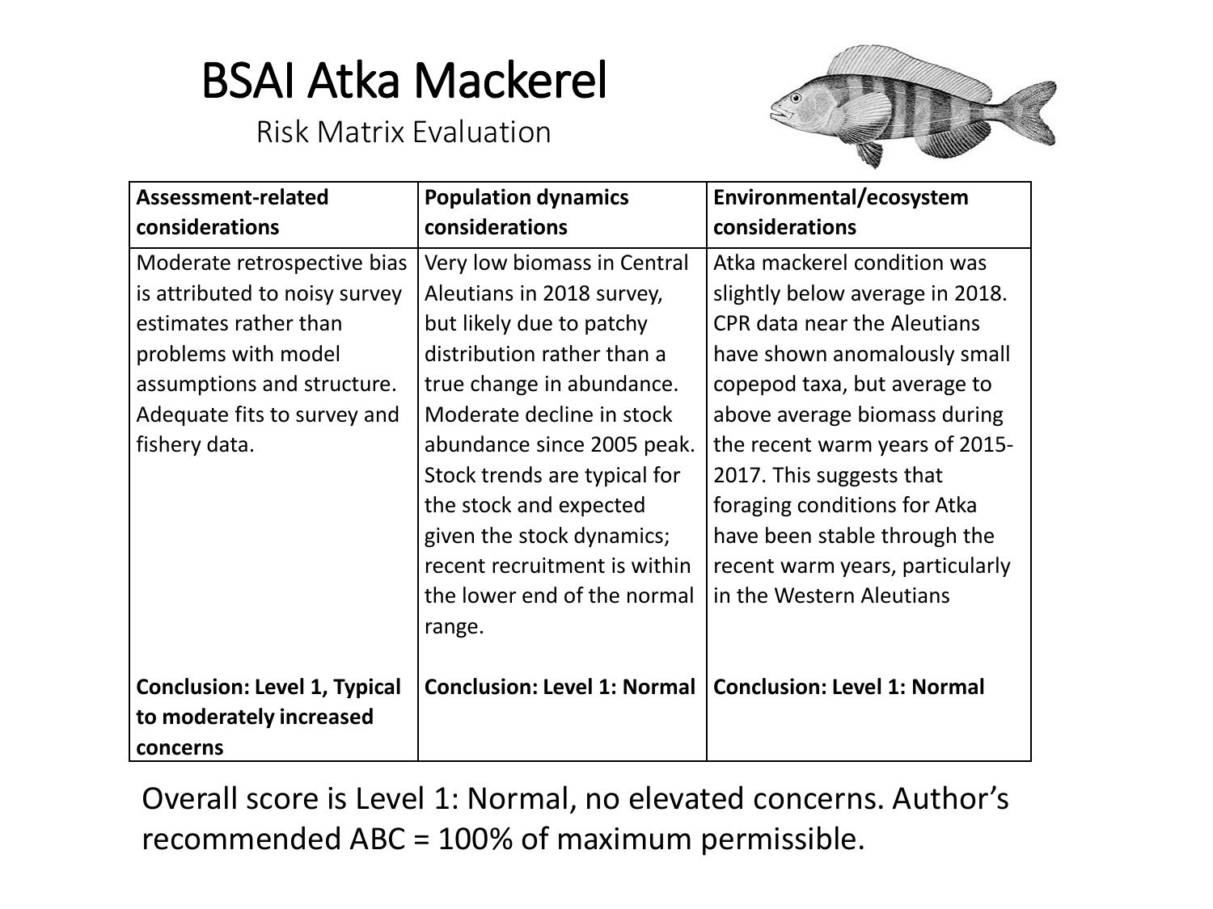# BSAI Atka Mackerel

Risk Matrix Evaluation

| Assessment-related considerations | Population dynamics considerations | Environmental/ecosystem considerations |
| --- | --- | --- |
| Moderate retrospective bias is attributed to noisy survey estimates rather than problems with model assumptions and structure. Adequate fits to survey and fishery data. | Very low biomass in Central Aleutians in 2018 survey, but likely due to patchy distribution rather than a true change in abundance. Moderate decline in stock abundance since 2005 peak. Stock trends are typical for the stock and expected given the stock dynamics; recent recruitment is within the lower end of the normal range. | Atka mackerel condition was slightly below average in 2018. CPR data near the Aleutians have shown anomalously small copepod taxa, but average to above average biomass during the recent warm years of 2015-2017. This suggests that foraging conditions for Atka have been stable through the recent warm years, particularly in the Western Aleutians |
| **Conclusion: Level 1, Typical to moderately increased concerns** | **Conclusion: Level 1: Normal** | **Conclusion: Level 1: Normal** |

Overall score is Level 1: Normal, no elevated concerns. Author's recommended ABC = 100% of maximum permissible.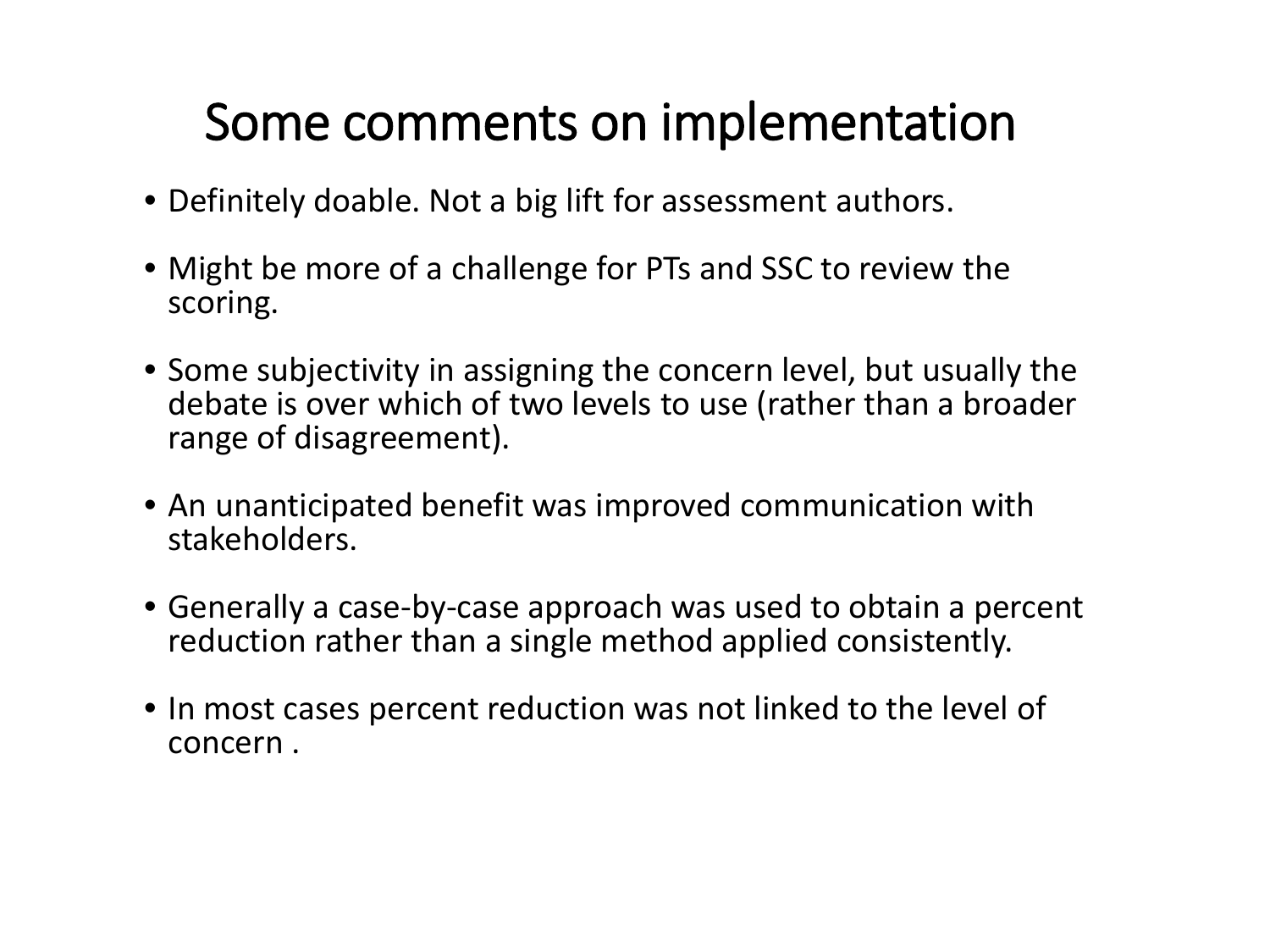# Some comments on implementation

- Definitely doable. Not a big lift for assessment authors.
- Might be more of a challenge for PTs and SSC to review the scoring.
- Some subjectivity in assigning the concern level, but usually the debate is over which of two levels to use (rather than a broader range of disagreement).
- An unanticipated benefit was improved communication with stakeholders.
- Generally a case-by-case approach was used to obtain a percent reduction rather than a single method applied consistently.
- In most cases percent reduction was not linked to the level of concern .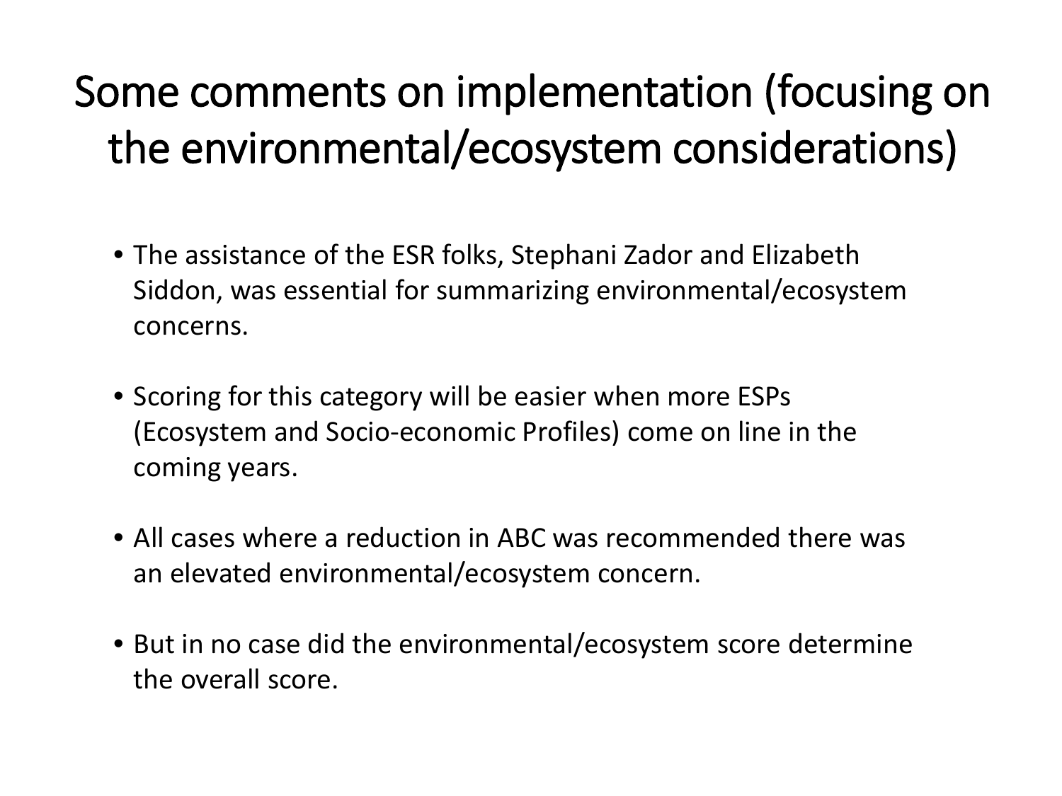# Some comments on implementation (focusing on the environmental/ecosystem considerations)

- The assistance of the ESR folks, Stephani Zador and Elizabeth Siddon, was essential for summarizing environmental/ecosystem concerns.
- Scoring for this category will be easier when more ESPs (Ecosystem and Socio-economic Profiles) come on line in the coming years.
- All cases where a reduction in ABC was recommended there was an elevated environmental/ecosystem concern.
- But in no case did the environmental/ecosystem score determine the overall score.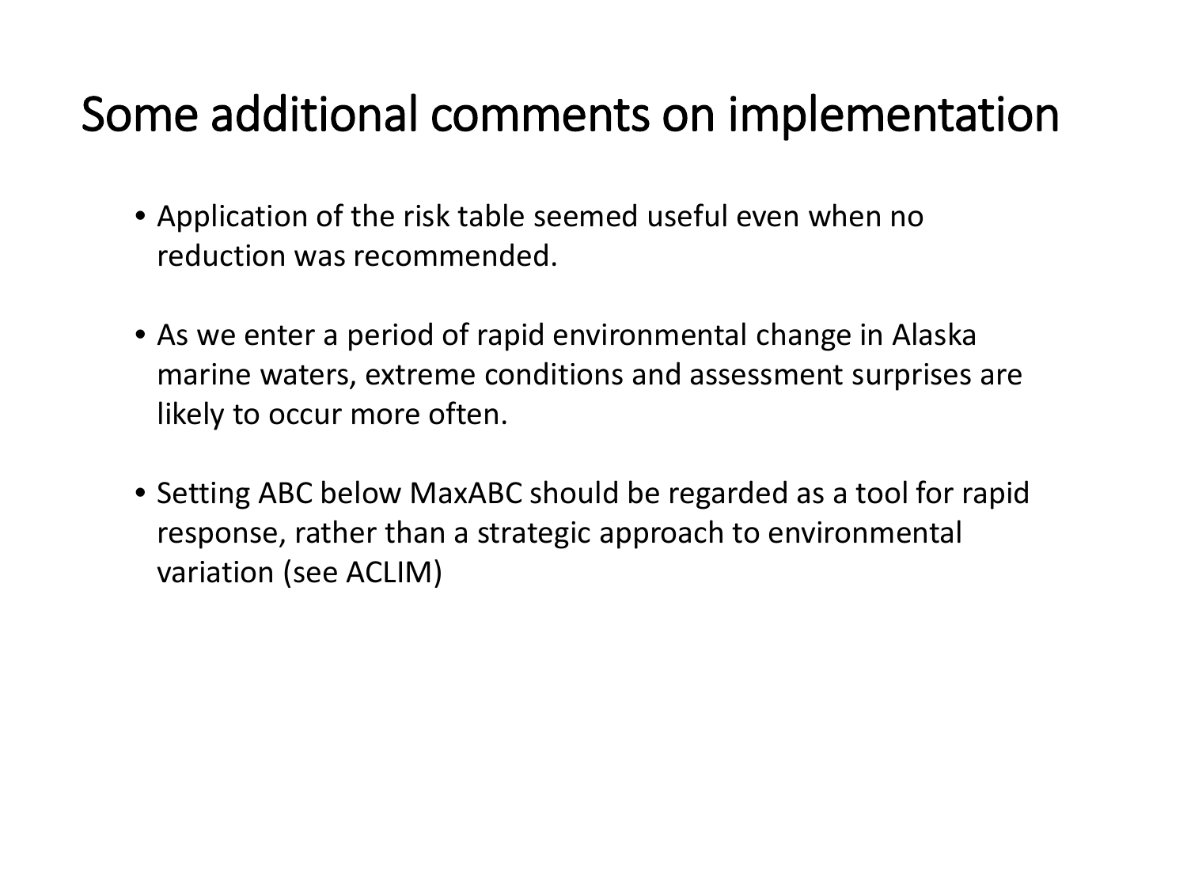# Some additional comments on implementation

- Application of the risk table seemed useful even when no reduction was recommended.
- As we enter a period of rapid environmental change in Alaska marine waters, extreme conditions and assessment surprises are likely to occur more often.
- Setting ABC below MaxABC should be regarded as a tool for rapid response, rather than a strategic approach to environmental variation (see ACLIM)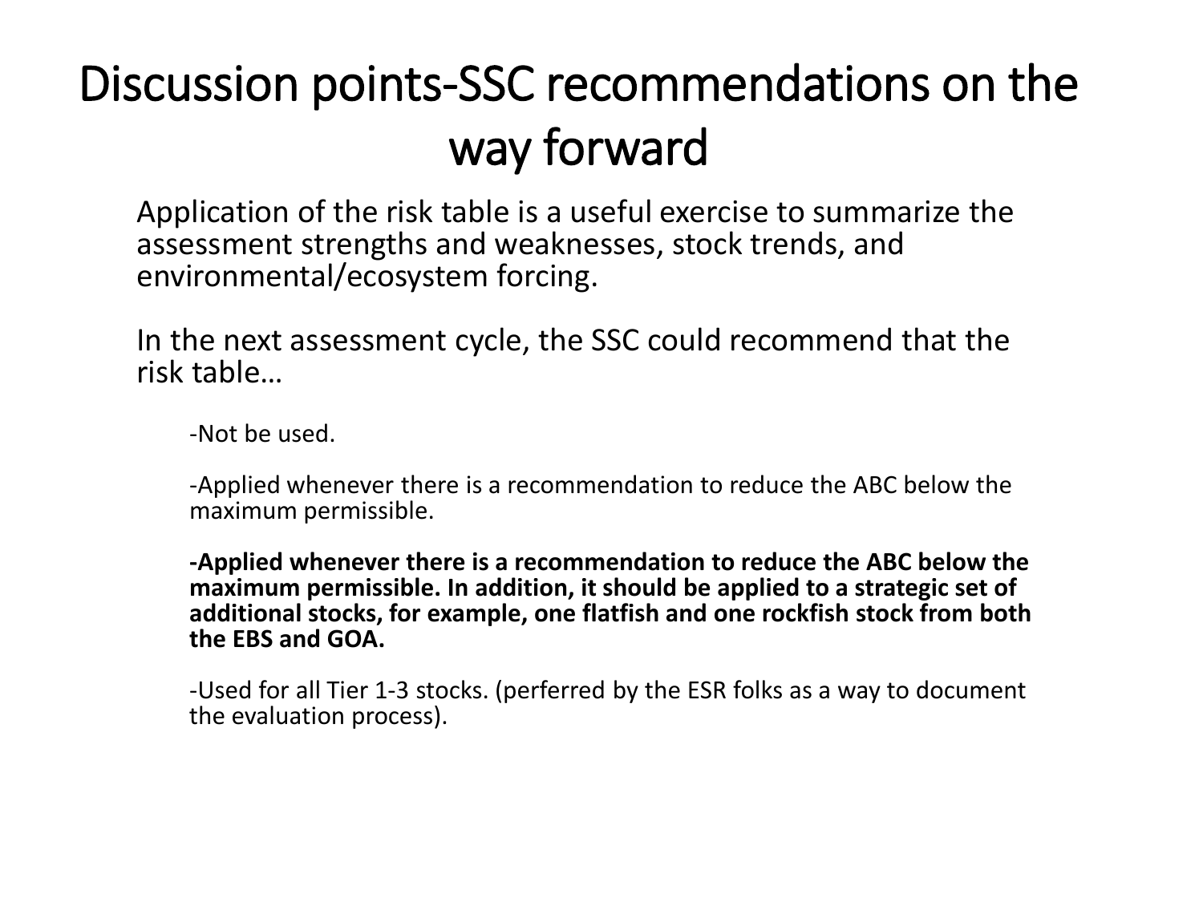# Discussion points-SSC recommendations on the way forward

Application of the risk table is a useful exercise to summarize the assessment strengths and weaknesses, stock trends, and environmental/ecosystem forcing.

In the next assessment cycle, the SSC could recommend that the risk table…

-Not be used.

-Applied whenever there is a recommendation to reduce the ABC below the maximum permissible.

**-Applied whenever there is a recommendation to reduce the ABC below the maximum permissible. In addition, it should be applied to a strategic set of additional stocks, for example, one flatfish and one rockfish stock from both the EBS and GOA.**

-Used for all Tier 1-3 stocks. (perferred by the ESR folks as a way to document the evaluation process).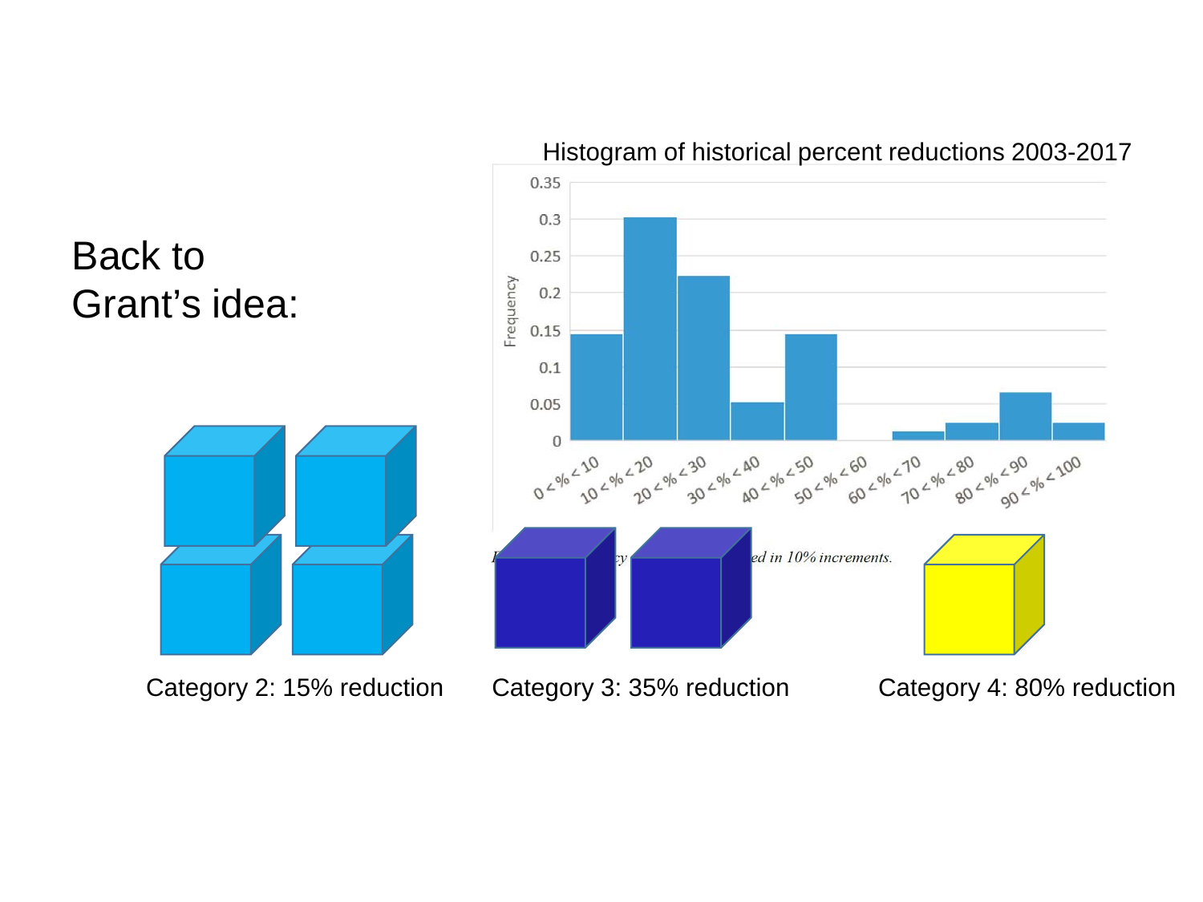# Back to Grant's idea:

Histogram of historical percent reductions 2003-2017

Category 2: 15% reduction

Category 3: 35% reduction

Category 4: 80% reduction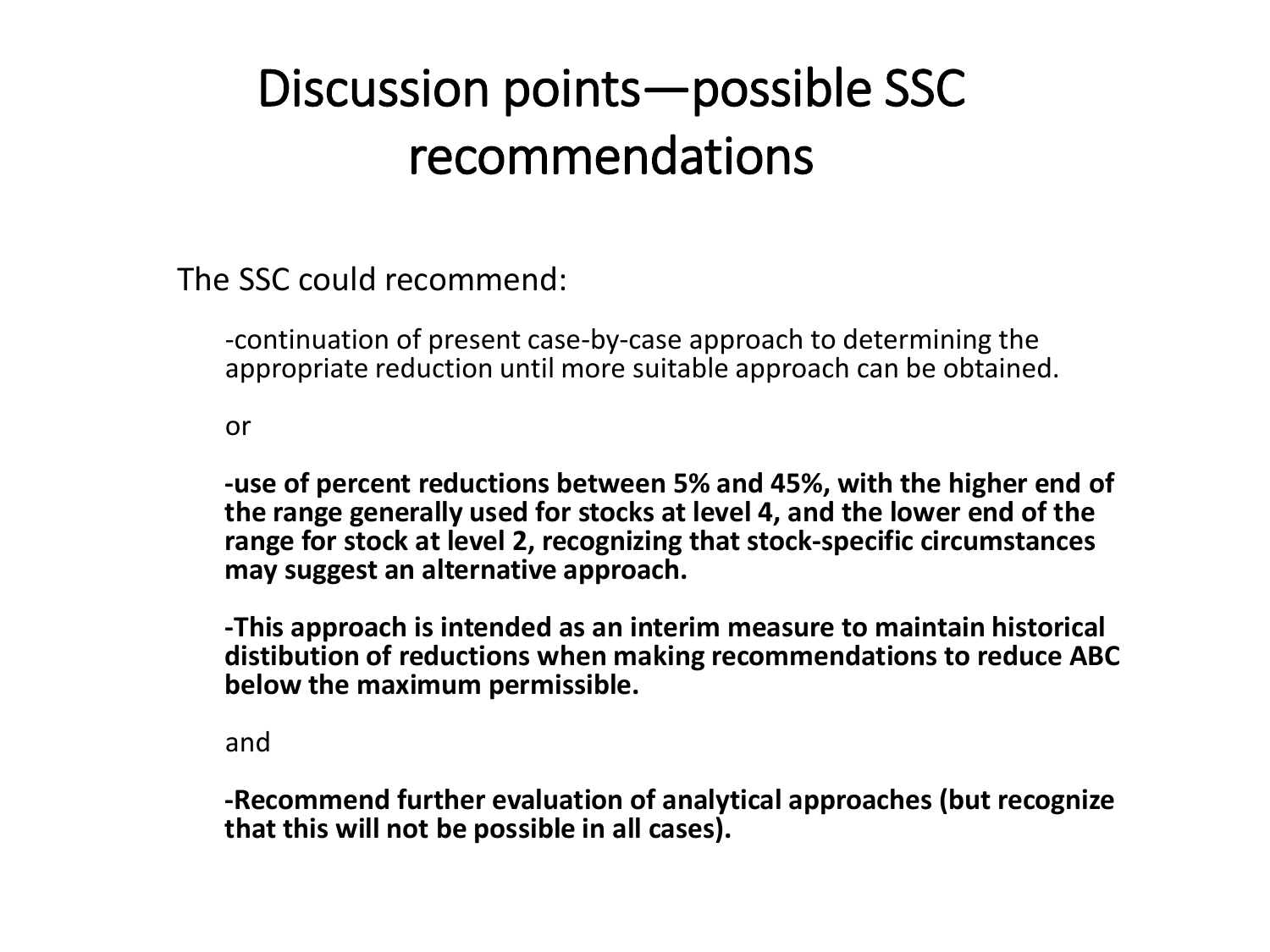# Discussion points—possible SSC recommendations

The SSC could recommend:

-continuation of present case-by-case approach to determining the appropriate reduction until more suitable approach can be obtained.

or

**-use of percent reductions between 5% and 45%, with the higher end of the range generally used for stocks at level 4, and the lower end of the range for stock at level 2, recognizing that stock-specific circumstances may suggest an alternative approach.**

**-This approach is intended as an interim measure to maintain historical distibution of reductions when making recommendations to reduce ABC below the maximum permissible.**

and

**-Recommend further evaluation of analytical approaches (but recognize that this will not be possible in all cases).**